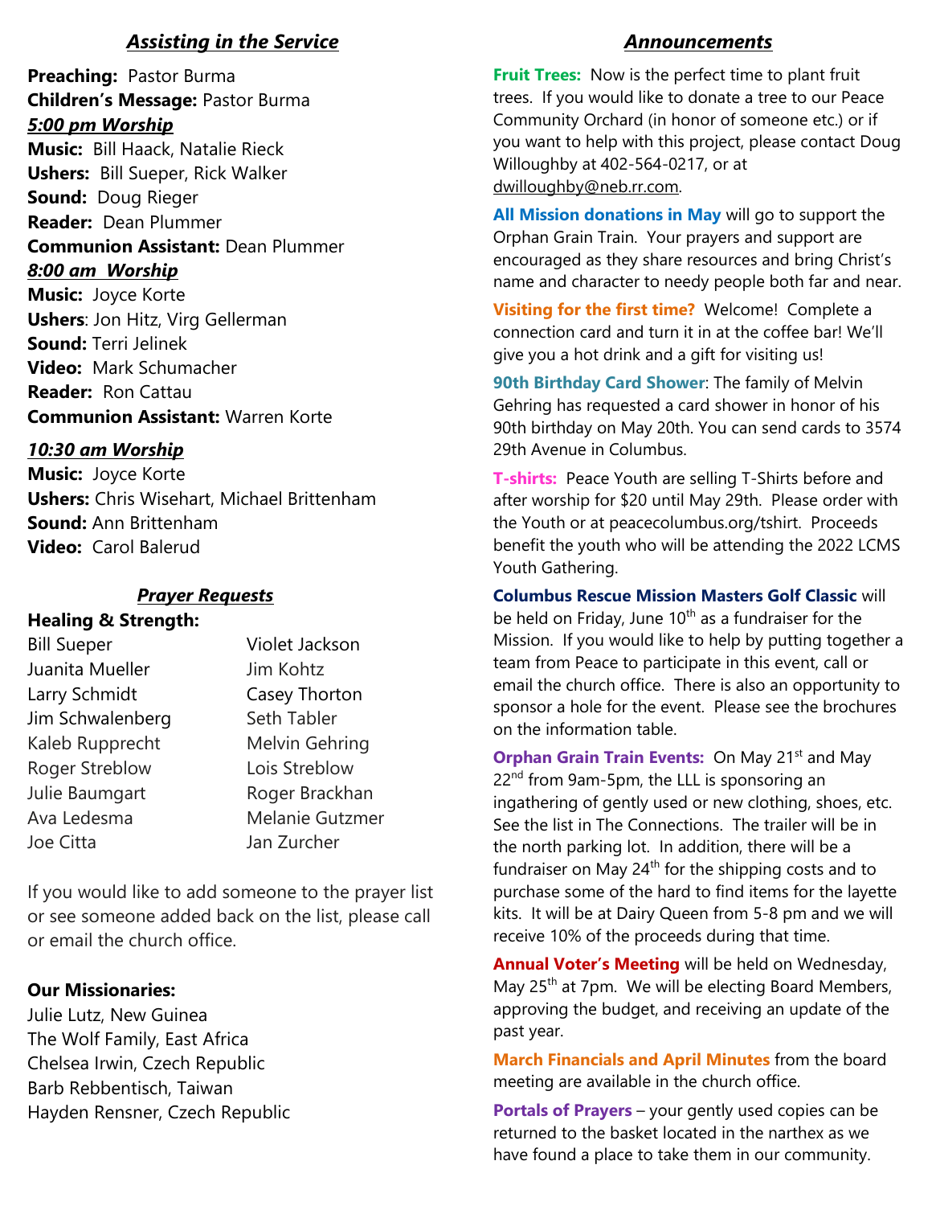## *Assisting in the Service*

**Preaching:** Pastor Burma
**Children's Message:** Pastor Burma

### *5:00 pm Worship*

**Music:** Bill Haack, Natalie Rieck
**Ushers:** Bill Sueper, Rick Walker
**Sound:** Doug Rieger
**Reader:** Dean Plummer
**Communion Assistant:** Dean Plummer

### *8:00 am Worship*

**Music:** Joyce Korte
**Ushers**: Jon Hitz, Virg Gellerman
**Sound:** Terri Jelinek
**Video:** Mark Schumacher
**Reader:** Ron Cattau
**Communion Assistant:** Warren Korte

### *10:30 am Worship*

**Music:** Joyce Korte
**Ushers:** Chris Wisehart, Michael Brittenham
**Sound:** Ann Brittenham
**Video:** Carol Balerud

## *Prayer Requests*

**Healing & Strength:**

| | |
|---|---|
| Bill Sueper | Violet Jackson |
| Juanita Mueller | Jim Kohtz |
| Larry Schmidt | Casey Thorton |
| Jim Schwalenberg | Seth Tabler |
| Kaleb Rupprecht | Melvin Gehring |
| Roger Streblow | Lois Streblow |
| Julie Baumgart | Roger Brackhan |
| Ava Ledesma | Melanie Gutzmer |
| Joe Citta | Jan Zurcher |

If you would like to add someone to the prayer list or see someone added back on the list, please call or email the church office.

**Our Missionaries:**

Julie Lutz, New Guinea
The Wolf Family, East Africa
Chelsea Irwin, Czech Republic
Barb Rebbentisch, Taiwan
Hayden Rensner, Czech Republic

## *Announcements*

**Fruit Trees:** Now is the perfect time to plant fruit trees. If you would like to donate a tree to our Peace Community Orchard (in honor of someone etc.) or if you want to help with this project, please contact Doug Willoughby at 402-564-0217, or at dwilloughby@neb.rr.com.

**All Mission donations in May** will go to support the Orphan Grain Train. Your prayers and support are encouraged as they share resources and bring Christ's name and character to needy people both far and near.

**Visiting for the first time?** Welcome! Complete a connection card and turn it in at the coffee bar! We'll give you a hot drink and a gift for visiting us!

**90th Birthday Card Shower**: The family of Melvin Gehring has requested a card shower in honor of his 90th birthday on May 20th. You can send cards to 3574 29th Avenue in Columbus.

**T-shirts:** Peace Youth are selling T-Shirts before and after worship for $20 until May 29th. Please order with the Youth or at peacecolumbus.org/tshirt. Proceeds benefit the youth who will be attending the 2022 LCMS Youth Gathering.

**Columbus Rescue Mission Masters Golf Classic** will be held on Friday, June 10th as a fundraiser for the Mission. If you would like to help by putting together a team from Peace to participate in this event, call or email the church office. There is also an opportunity to sponsor a hole for the event. Please see the brochures on the information table.

**Orphan Grain Train Events:** On May 21st and May 22nd from 9am-5pm, the LLL is sponsoring an ingathering of gently used or new clothing, shoes, etc. See the list in The Connections. The trailer will be in the north parking lot. In addition, there will be a fundraiser on May 24th for the shipping costs and to purchase some of the hard to find items for the layette kits. It will be at Dairy Queen from 5-8 pm and we will receive 10% of the proceeds during that time.

**Annual Voter's Meeting** will be held on Wednesday, May 25th at 7pm. We will be electing Board Members, approving the budget, and receiving an update of the past year.

**March Financials and April Minutes** from the board meeting are available in the church office.

**Portals of Prayers** – your gently used copies can be returned to the basket located in the narthex as we have found a place to take them in our community.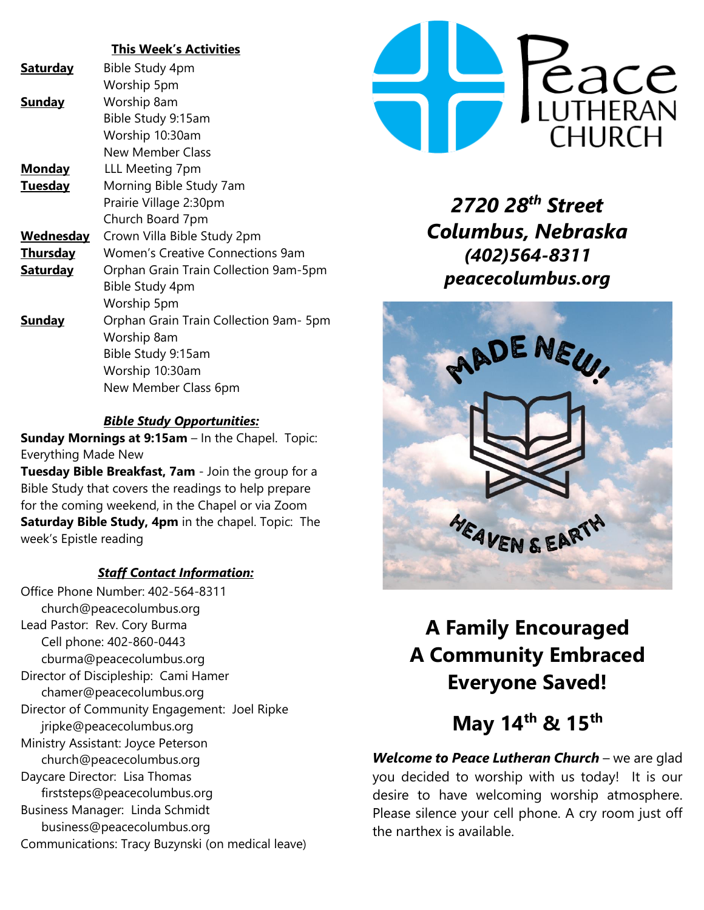## This Week's Activities

| | |
|---|---|
| **Saturday** | Bible Study 4pm |
| | Worship 5pm |
| **Sunday** | Worship 8am |
| | Bible Study 9:15am |
| | Worship 10:30am |
| | New Member Class |
| **Monday** | LLL Meeting 7pm |
| **Tuesday** | Morning Bible Study 7am |
| | Prairie Village 2:30pm |
| | Church Board 7pm |
| **Wednesday** | Crown Villa Bible Study 2pm |
| **Thursday** | Women's Creative Connections 9am |
| **Saturday** | Orphan Grain Train Collection 9am-5pm |
| | Bible Study 4pm |
| | Worship 5pm |
| **Sunday** | Orphan Grain Train Collection 9am- 5pm |
| | Worship 8am |
| | Bible Study 9:15am |
| | Worship 10:30am |
| | New Member Class 6pm |

### *Bible Study Opportunities:*

**Sunday Mornings at 9:15am** – In the Chapel. Topic: Everything Made New

**Tuesday Bible Breakfast, 7am** - Join the group for a Bible Study that covers the readings to help prepare for the coming weekend, in the Chapel or via Zoom

**Saturday Bible Study, 4pm** in the chapel. Topic: The week's Epistle reading

### *Staff Contact Information:*

Office Phone Number: 402-564-8311
church@peacecolumbus.org

Lead Pastor: Rev. Cory Burma
Cell phone: 402-860-0443
cburma@peacecolumbus.org

Director of Discipleship: Cami Hamer
chamer@peacecolumbus.org

Director of Community Engagement: Joel Ripke
jripke@peacecolumbus.org

Ministry Assistant: Joyce Peterson
church@peacecolumbus.org

Daycare Director: Lisa Thomas
firststeps@peacecolumbus.org

Business Manager: Linda Schmidt
business@peacecolumbus.org

Communications: Tracy Buzynski (on medical leave)

# Peace LUTHERAN CHURCH

***2720 28th Street***
***Columbus, Nebraska***
***(402)564-8311***
***peacecolumbus.org***

MADE NEW!
HEAVEN & EARTH

## A Family Encouraged
## A Community Embraced
## Everyone Saved!

## May 14th & 15th

***Welcome to Peace Lutheran Church*** – we are glad you decided to worship with us today! It is our desire to have welcoming worship atmosphere. Please silence your cell phone. A cry room just off the narthex is available.